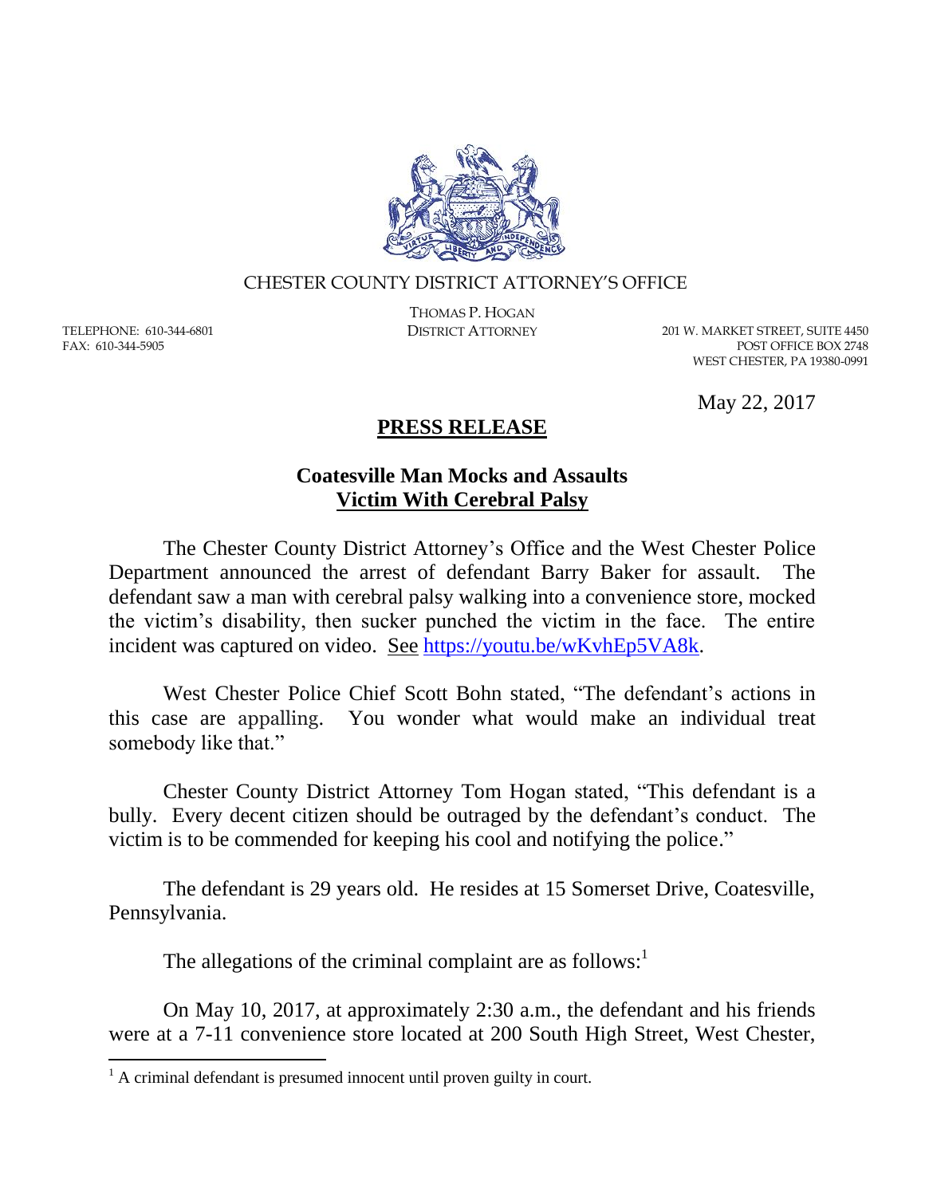CHESTER COUNTY DISTRICT ATTORNEY'S OFFICE

THOMAS P. HOGAN
DISTRICT ATTORNEY

TELEPHONE: 610-344-6801
FAX: 610-344-5905

201 W. MARKET STREET, SUITE 4450
POST OFFICE BOX 2748
WEST CHESTER, PA 19380-0991

May 22, 2017

# PRESS RELEASE

## Coatesville Man Mocks and Assaults Victim With Cerebral Palsy

The Chester County District Attorney's Office and the West Chester Police Department announced the arrest of defendant Barry Baker for assault. The defendant saw a man with cerebral palsy walking into a convenience store, mocked the victim's disability, then sucker punched the victim in the face. The entire incident was captured on video. See https://youtu.be/wKvhEp5VA8k.

West Chester Police Chief Scott Bohn stated, "The defendant's actions in this case are appalling. You wonder what would make an individual treat somebody like that."

Chester County District Attorney Tom Hogan stated, "This defendant is a bully. Every decent citizen should be outraged by the defendant's conduct. The victim is to be commended for keeping his cool and notifying the police."

The defendant is 29 years old. He resides at 15 Somerset Drive, Coatesville, Pennsylvania.

The allegations of the criminal complaint are as follows:[1]

On May 10, 2017, at approximately 2:30 a.m., the defendant and his friends were at a 7-11 convenience store located at 200 South High Street, West Chester,

[1] A criminal defendant is presumed innocent until proven guilty in court.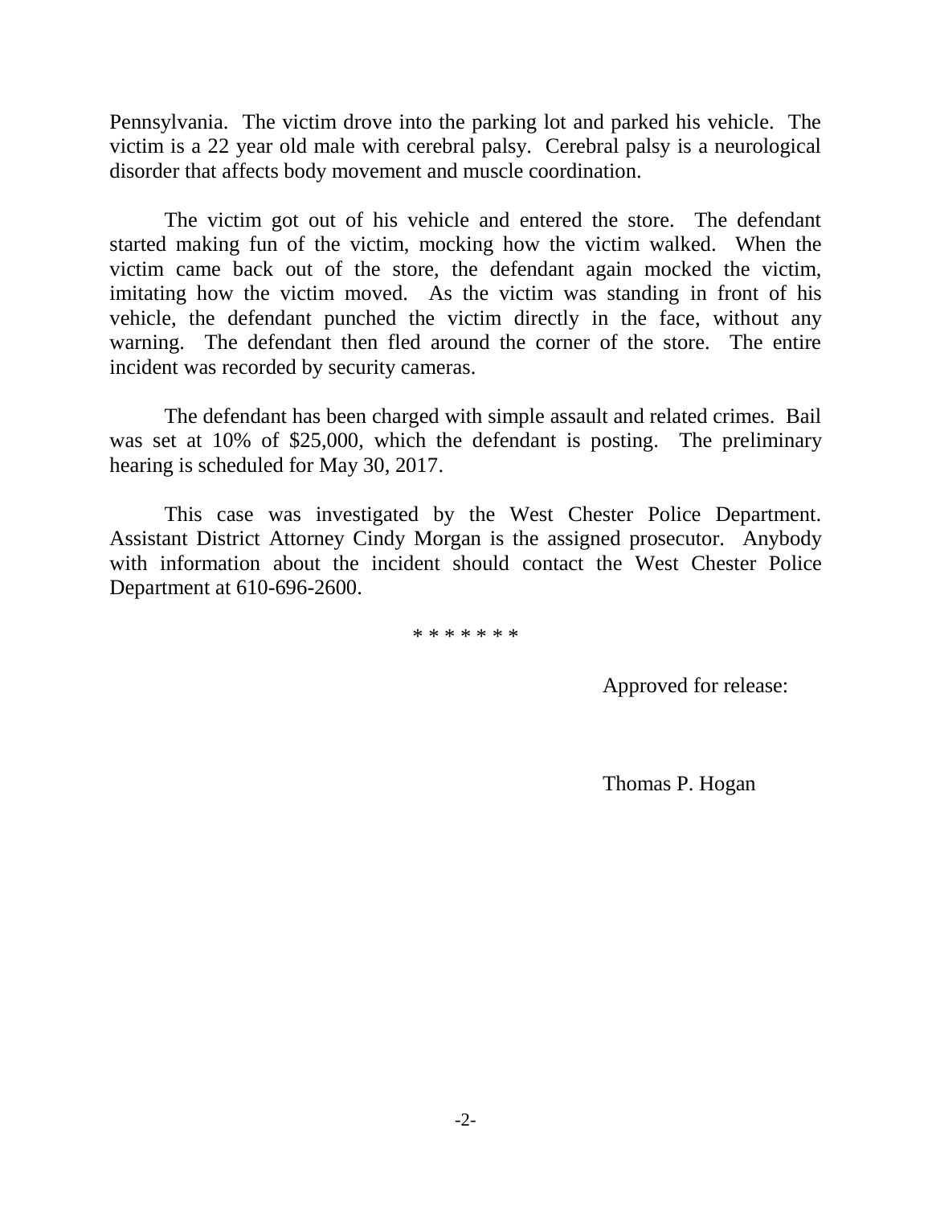Pennsylvania. The victim drove into the parking lot and parked his vehicle. The victim is a 22 year old male with cerebral palsy. Cerebral palsy is a neurological disorder that affects body movement and muscle coordination.

The victim got out of his vehicle and entered the store. The defendant started making fun of the victim, mocking how the victim walked. When the victim came back out of the store, the defendant again mocked the victim, imitating how the victim moved. As the victim was standing in front of his vehicle, the defendant punched the victim directly in the face, without any warning. The defendant then fled around the corner of the store. The entire incident was recorded by security cameras.

The defendant has been charged with simple assault and related crimes. Bail was set at 10% of $25,000, which the defendant is posting. The preliminary hearing is scheduled for May 30, 2017.

This case was investigated by the West Chester Police Department. Assistant District Attorney Cindy Morgan is the assigned prosecutor. Anybody with information about the incident should contact the West Chester Police Department at 610-696-2600.

\* \* \* \* \* \* \*

Approved for release:

Thomas P. Hogan